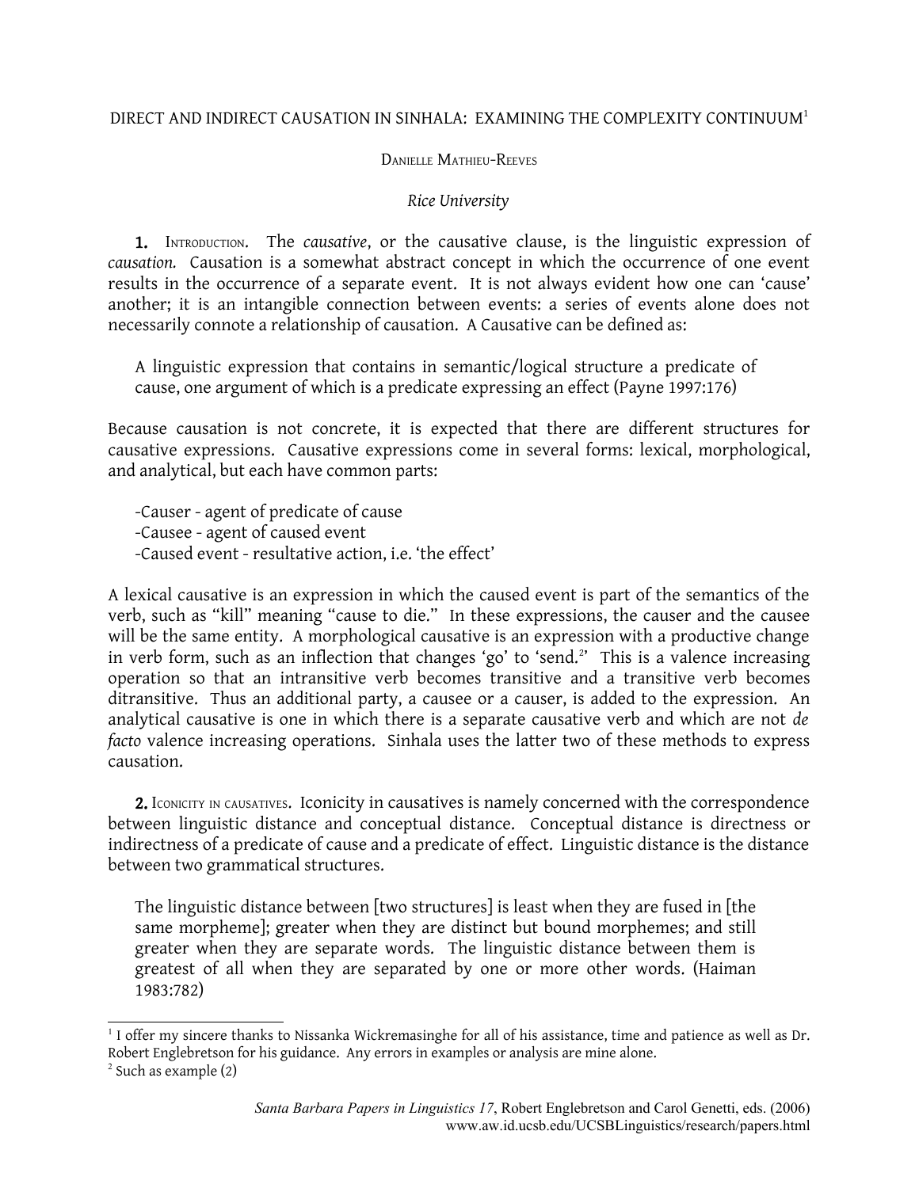# DIRECT AND INDIRECT CAUSATION IN SINHALA: EXAMINING THE COMPLEXITY CONTINUUM[1]

DANIELLE MATHIEU-REEVES

*Rice University*

**1.** INTRODUCTION. The *causative*, or the causative clause, is the linguistic expression of *causation.* Causation is a somewhat abstract concept in which the occurrence of one event results in the occurrence of a separate event. It is not always evident how one can 'cause' another; it is an intangible connection between events: a series of events alone does not necessarily connote a relationship of causation. A Causative can be defined as:

> A linguistic expression that contains in semantic/logical structure a predicate of cause, one argument of which is a predicate expressing an effect (Payne 1997:176)

Because causation is not concrete, it is expected that there are different structures for causative expressions. Causative expressions come in several forms: lexical, morphological, and analytical, but each have common parts:

- -Causer - agent of predicate of cause
- -Causee - agent of caused event
- -Caused event - resultative action, i.e. 'the effect'

A lexical causative is an expression in which the caused event is part of the semantics of the verb, such as "kill" meaning "cause to die." In these expressions, the causer and the causee will be the same entity. A morphological causative is an expression with a productive change in verb form, such as an inflection that changes 'go' to 'send.[2]' This is a valence increasing operation so that an intransitive verb becomes transitive and a transitive verb becomes ditransitive. Thus an additional party, a causee or a causer, is added to the expression. An analytical causative is one in which there is a separate causative verb and which are not *de facto* valence increasing operations. Sinhala uses the latter two of these methods to express causation.

**2.** ICONICITY IN CAUSATIVES. Iconicity in causatives is namely concerned with the correspondence between linguistic distance and conceptual distance. Conceptual distance is directness or indirectness of a predicate of cause and a predicate of effect. Linguistic distance is the distance between two grammatical structures.

> The linguistic distance between [two structures] is least when they are fused in [the same morpheme]; greater when they are distinct but bound morphemes; and still greater when they are separate words. The linguistic distance between them is greatest of all when they are separated by one or more other words. (Haiman 1983:782)

---

[1] I offer my sincere thanks to Nissanka Wickremasinghe for all of his assistance, time and patience as well as Dr. Robert Englebretson for his guidance. Any errors in examples or analysis are mine alone.

[2] Such as example (2)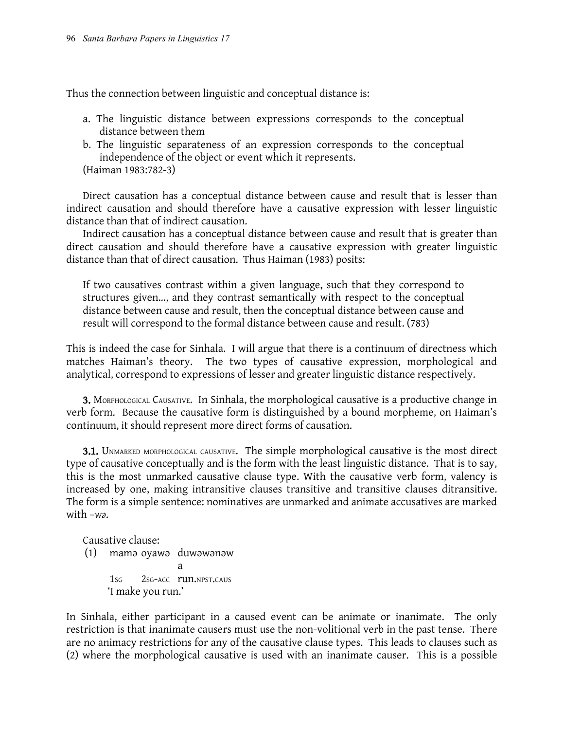Thus the connection between linguistic and conceptual distance is:

a. The linguistic distance between expressions corresponds to the conceptual distance between them
b. The linguistic separateness of an expression corresponds to the conceptual independence of the object or event which it represents.

(Haiman 1983:782-3)

Direct causation has a conceptual distance between cause and result that is lesser than indirect causation and should therefore have a causative expression with lesser linguistic distance than that of indirect causation.

Indirect causation has a conceptual distance between cause and result that is greater than direct causation and should therefore have a causative expression with greater linguistic distance than that of direct causation. Thus Haiman (1983) posits:

> If two causatives contrast within a given language, such that they correspond to structures given..., and they contrast semantically with respect to the conceptual distance between cause and result, then the conceptual distance between cause and result will correspond to the formal distance between cause and result. (783)

This is indeed the case for Sinhala. I will argue that there is a continuum of directness which matches Haiman's theory. The two types of causative expression, morphological and analytical, correspond to expressions of lesser and greater linguistic distance respectively.

**3.** Morphological Causative. In Sinhala, the morphological causative is a productive change in verb form. Because the causative form is distinguished by a bound morpheme, on Haiman's continuum, it should represent more direct forms of causation.

**3.1.** Unmarked morphological causative. The simple morphological causative is the most direct type of causative conceptually and is the form with the least linguistic distance. That is to say, this is the most unmarked causative clause type. With the causative verb form, valency is increased by one, making intransitive clauses transitive and transitive clauses ditransitive. The form is a simple sentence: nominatives are unmarked and animate accusatives are marked with *–wə*.

Causative clause:

(1) mamə oyawə duwəwənəwa
 1SG 2SG-ACC run.NPST.CAUS
 'I make you run.'

In Sinhala, either participant in a caused event can be animate or inanimate. The only restriction is that inanimate causers must use the non-volitional verb in the past tense. There are no animacy restrictions for any of the causative clause types. This leads to clauses such as (2) where the morphological causative is used with an inanimate causer. This is a possible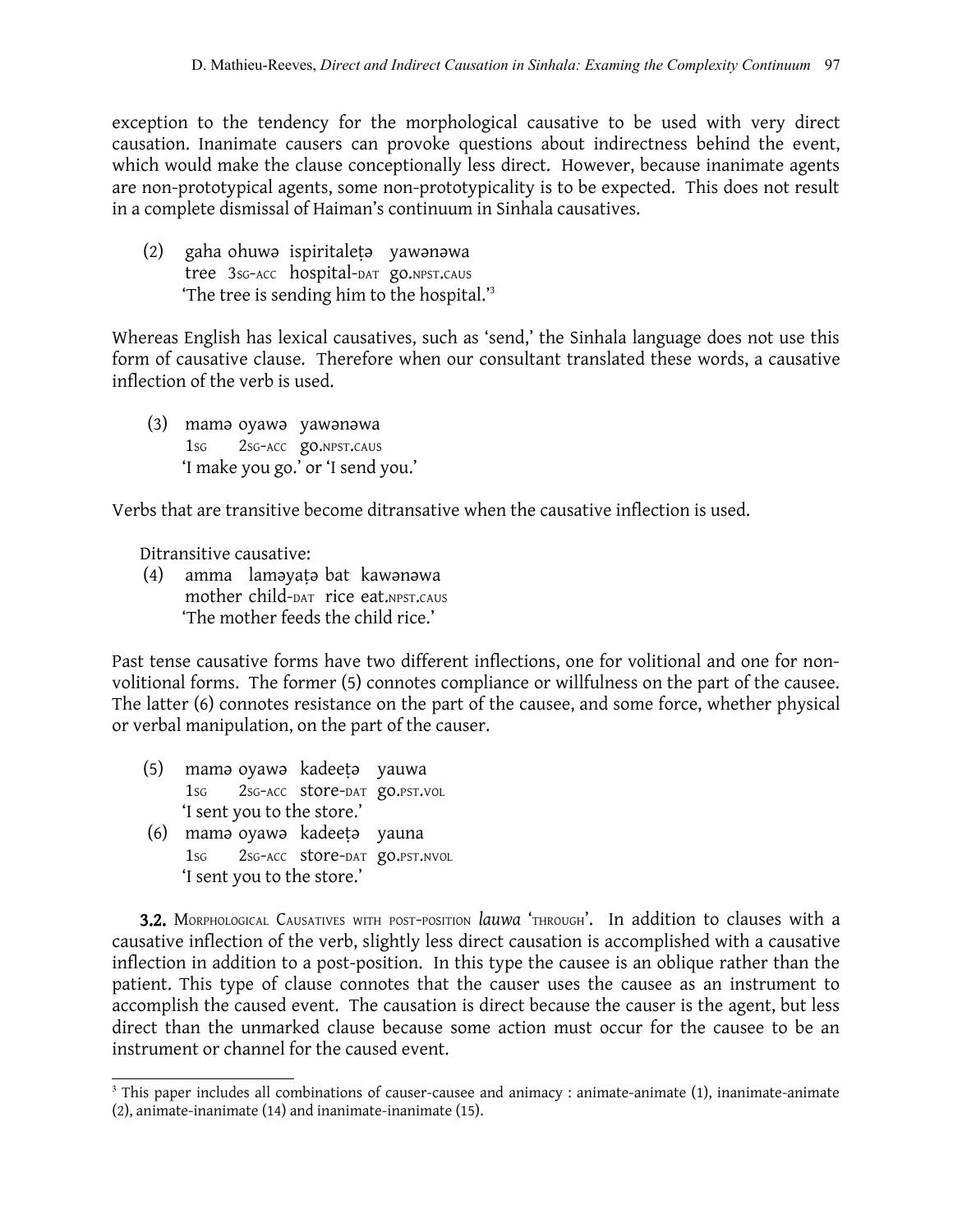exception to the tendency for the morphological causative to be used with very direct causation. Inanimate causers can provoke questions about indirectness behind the event, which would make the clause conceptionally less direct. However, because inanimate agents are non-prototypical agents, some non-prototypicality is to be expected. This does not result in a complete dismissal of Haiman's continuum in Sinhala causatives.

(2) gaha ohuwə ispiritaleṭə yawənəwa
    tree 3SG-ACC hospital-DAT go.NPST.CAUS
    'The tree is sending him to the hospital.'[3]

Whereas English has lexical causatives, such as 'send,' the Sinhala language does not use this form of causative clause. Therefore when our consultant translated these words, a causative inflection of the verb is used.

(3) mamə oyawə yawənəwa
    1SG 2SG-ACC go.NPST.CAUS
    'I make you go.' or 'I send you.'

Verbs that are transitive become ditransative when the causative inflection is used.

Ditransitive causative:

(4) amma laməyaṭə bat kawənəwa
    mother child-DAT rice eat.NPST.CAUS
    'The mother feeds the child rice.'

Past tense causative forms have two different inflections, one for volitional and one for non-volitional forms. The former (5) connotes compliance or willfulness on the part of the causee. The latter (6) connotes resistance on the part of the causee, and some force, whether physical or verbal manipulation, on the part of the causer.

(5) mamə oyawə kadeeṭə yauwa
    1SG 2SG-ACC store-DAT go.PST.VOL
    'I sent you to the store.'

(6) mamə oyawə kadeeṭə yauna
    1SG 2SG-ACC store-DAT go.PST.NVOL
    'I sent you to the store.'

**3.2.** MORPHOLOGICAL CAUSATIVES WITH POST-POSITION *lauwa* 'THROUGH'. In addition to clauses with a causative inflection of the verb, slightly less direct causation is accomplished with a causative inflection in addition to a post-position. In this type the causee is an oblique rather than the patient. This type of clause connotes that the causer uses the causee as an instrument to accomplish the caused event. The causation is direct because the causer is the agent, but less direct than the unmarked clause because some action must occur for the causee to be an instrument or channel for the caused event.

---

[3] This paper includes all combinations of causer-causee and animacy : animate-animate (1), inanimate-animate (2), animate-inanimate (14) and inanimate-inanimate (15).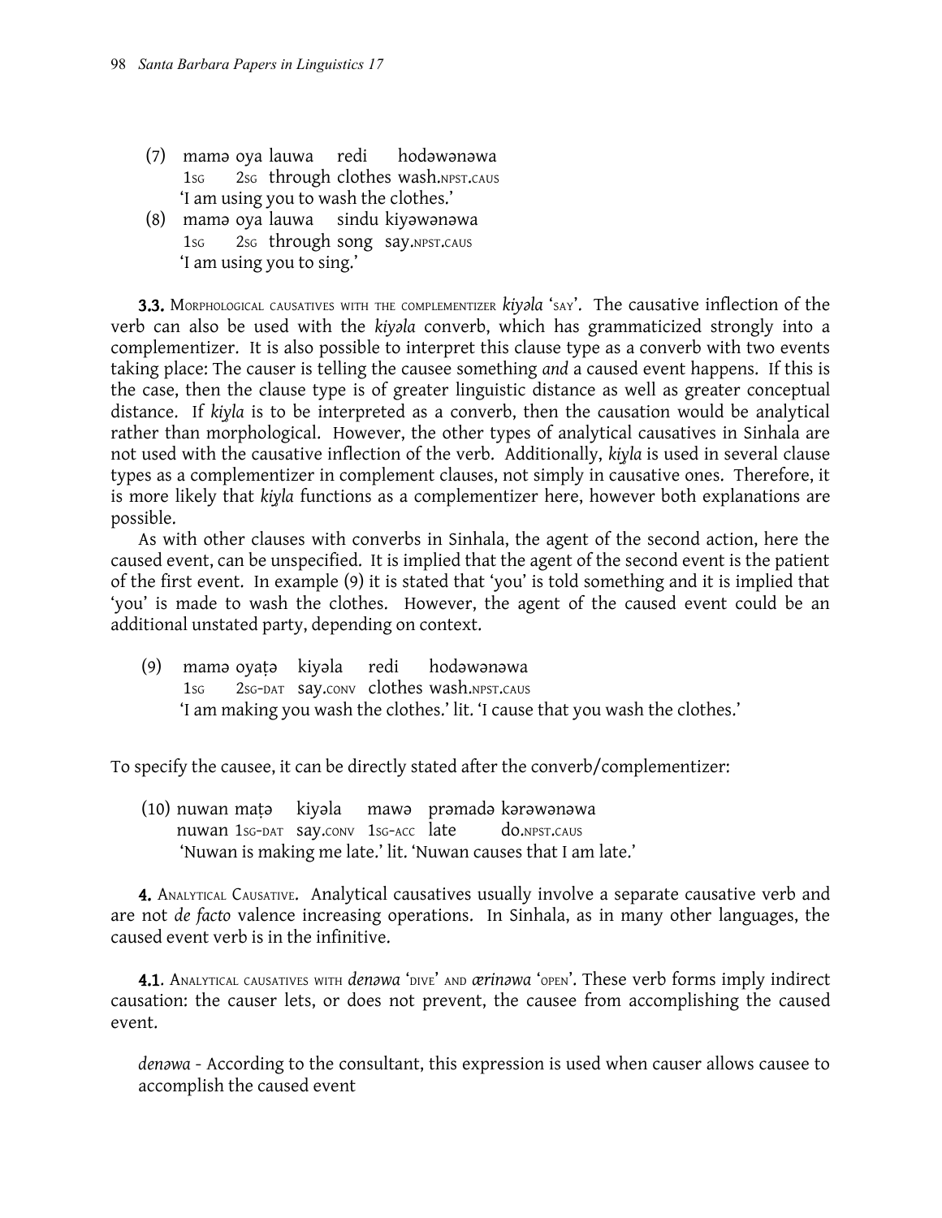(7) mamə oya lauwa redi hodəwənəwa
   1SG 2SG through clothes wash.NPST.CAUS
   'I am using you to wash the clothes.'

(8) mamə oya lauwa sindu kiyəwənəwa
   1SG 2SG through song say.NPST.CAUS
   'I am using you to sing.'

**3.3.** MORPHOLOGICAL CAUSATIVES WITH THE COMPLEMENTIZER *kiyəla* 'SAY'. The causative inflection of the verb can also be used with the *kiyəla* converb, which has grammaticized strongly into a complementizer. It is also possible to interpret this clause type as a converb with two events taking place: The causer is telling the causee something *and* a caused event happens. If this is the case, then the clause type is of greater linguistic distance as well as greater conceptual distance. If *kiyla* is to be interpreted as a converb, then the causation would be analytical rather than morphological. However, the other types of analytical causatives in Sinhala are not used with the causative inflection of the verb. Additionally, *kiyla* is used in several clause types as a complementizer in complement clauses, not simply in causative ones. Therefore, it is more likely that *kiyla* functions as a complementizer here, however both explanations are possible.

As with other clauses with converbs in Sinhala, the agent of the second action, here the caused event, can be unspecified. It is implied that the agent of the second event is the patient of the first event. In example (9) it is stated that 'you' is told something and it is implied that 'you' is made to wash the clothes. However, the agent of the caused event could be an additional unstated party, depending on context.

(9) mamə oyaṭə kiyəla redi hodəwənəwa
   1SG 2SG-DAT say.CONV clothes wash.NPST.CAUS
   'I am making you wash the clothes.' lit. 'I cause that you wash the clothes.'

To specify the causee, it can be directly stated after the converb/complementizer:

(10) nuwan maṭə kiyəla mawə prəmadə kərəwənəwa
   nuwan 1SG-DAT say.CONV 1SG-ACC late do.NPST.CAUS
   'Nuwan is making me late.' lit. 'Nuwan causes that I am late.'

**4.** ANALYTICAL CAUSATIVE. Analytical causatives usually involve a separate causative verb and are not *de facto* valence increasing operations. In Sinhala, as in many other languages, the caused event verb is in the infinitive.

**4.1.** ANALYTICAL CAUSATIVES WITH *denəwa* 'DIVE' AND *ærinəwa* 'OPEN'. These verb forms imply indirect causation: the causer lets, or does not prevent, the causee from accomplishing the caused event.

*denəwa* - According to the consultant, this expression is used when causer allows causee to accomplish the caused event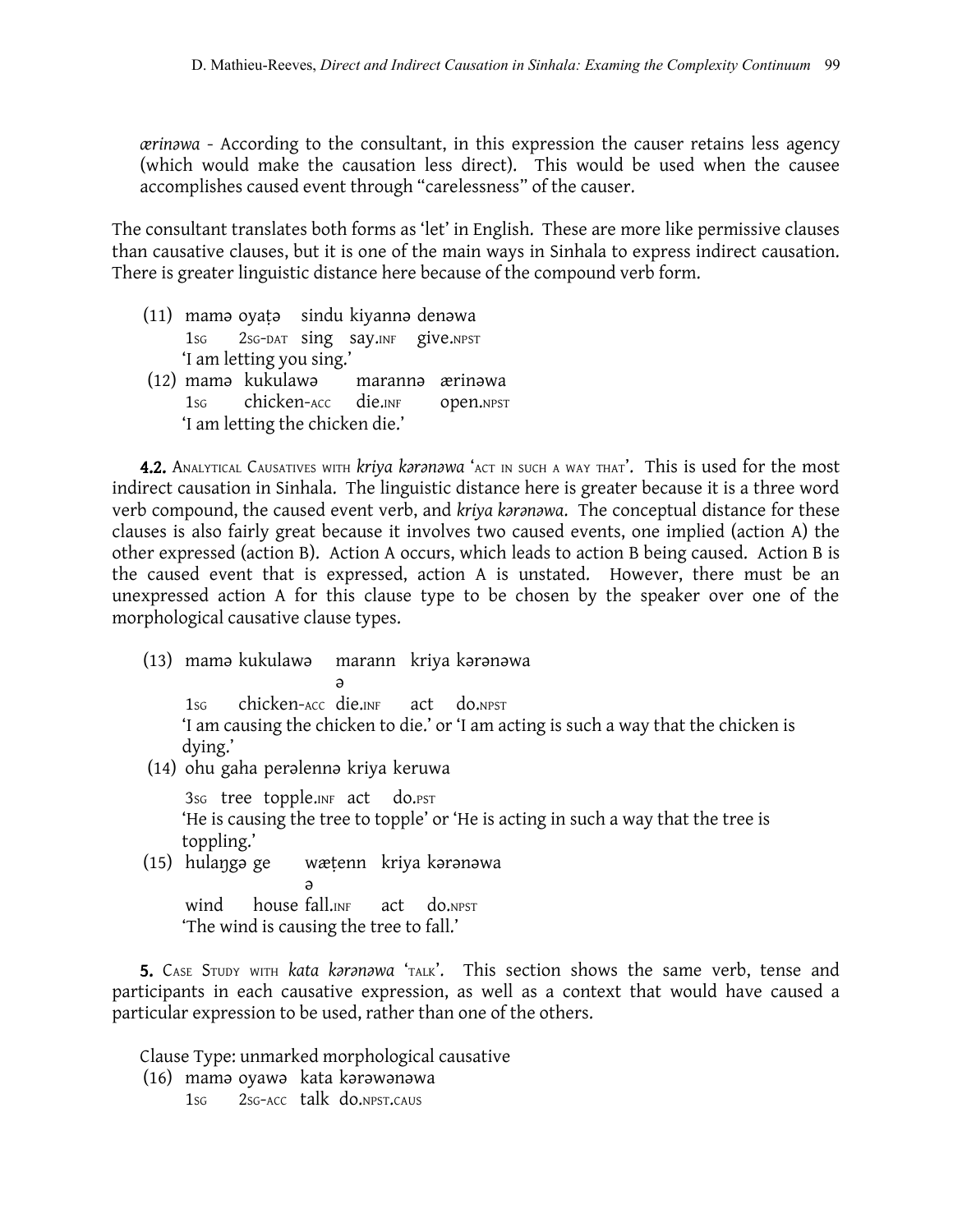*ærinəwa* - According to the consultant, in this expression the causer retains less agency (which would make the causation less direct). This would be used when the causee accomplishes caused event through "carelessness" of the causer.

The consultant translates both forms as 'let' in English. These are more like permissive clauses than causative clauses, but it is one of the main ways in Sinhala to express indirect causation. There is greater linguistic distance here because of the compound verb form.

(11) mamə oyaṭə sindu kiyannə denəwa
 1SG 2SG-DAT sing say.INF give.NPST
 'I am letting you sing.'

(12) mamə kukulawə marannə ærinəwa
 1SG chicken-ACC die.INF open.NPST
 'I am letting the chicken die.'

**4.2.** ANALYTICAL CAUSATIVES WITH *kriya kərənəwa* 'ACT IN SUCH A WAY THAT'. This is used for the most indirect causation in Sinhala. The linguistic distance here is greater because it is a three word verb compound, the caused event verb, and *kriya kərənəwa*. The conceptual distance for these clauses is also fairly great because it involves two caused events, one implied (action A) the other expressed (action B). Action A occurs, which leads to action B being caused. Action B is the caused event that is expressed, action A is unstated. However, there must be an unexpressed action A for this clause type to be chosen by the speaker over one of the morphological causative clause types.

(13) mamə kukulawə marannə kriya kərənəwa
 1SG chicken-ACC die.INF act do.NPST
 'I am causing the chicken to die.' or 'I am acting is such a way that the chicken is dying.'

(14) ohu gaha perəlennə kriya keruwa
 3SG tree topple.INF act do.PST
 'He is causing the tree to topple' or 'He is acting in such a way that the tree is toppling.'

(15) hulaŋgə ge wæṭennə kriya kərənəwa
 wind house fall.INF act do.NPST
 'The wind is causing the tree to fall.'

**5.** CASE STUDY WITH *kata kərənəwa* 'TALK'. This section shows the same verb, tense and participants in each causative expression, as well as a context that would have caused a particular expression to be used, rather than one of the others.

Clause Type: unmarked morphological causative

(16) mamə oyawə kata kərəwənəwa
 1SG 2SG-ACC talk do.NPST.CAUS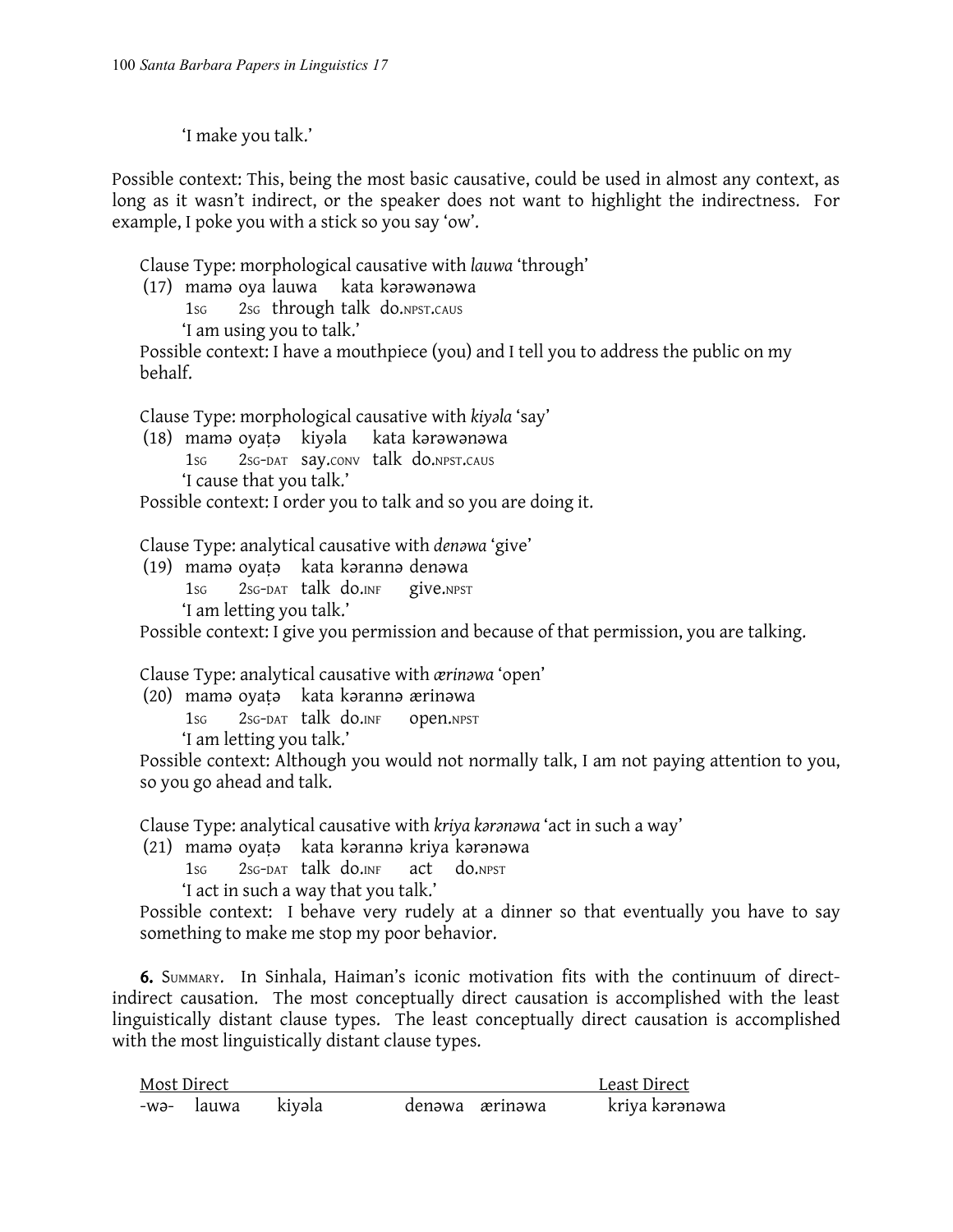'I make you talk.'

Possible context: This, being the most basic causative, could be used in almost any context, as long as it wasn't indirect, or the speaker does not want to highlight the indirectness. For example, I poke you with a stick so you say 'ow'.

Clause Type: morphological causative with *lauwa* 'through'

(17) mamə oya lauwa kata kərəwənəwa
  1SG 2SG through talk do.NPST.CAUS
  'I am using you to talk.'

Possible context: I have a mouthpiece (you) and I tell you to address the public on my behalf.

Clause Type: morphological causative with *kiyəla* 'say'

(18) mamə oyaṭə kiyəla kata kərəwənəwa
  1SG 2SG-DAT say.CONV talk do.NPST.CAUS
  'I cause that you talk.'

Possible context: I order you to talk and so you are doing it.

Clause Type: analytical causative with *denəwa* 'give'

(19) mamə oyaṭə kata kərannə denəwa
  1SG 2SG-DAT talk do.INF give.NPST
  'I am letting you talk.'

Possible context: I give you permission and because of that permission, you are talking.

Clause Type: analytical causative with *ærinəwa* 'open'

(20) mamə oyaṭə kata kərannə ærinəwa
  1SG 2SG-DAT talk do.INF open.NPST
  'I am letting you talk.'

Possible context: Although you would not normally talk, I am not paying attention to you, so you go ahead and talk.

Clause Type: analytical causative with *kriya kərənəwa* 'act in such a way'

(21) mamə oyaṭə kata kərannə kriya kərənəwa
  1SG 2SG-DAT talk do.INF act do.NPST
  'I act in such a way that you talk.'

Possible context: I behave very rudely at a dinner so that eventually you have to say something to make me stop my poor behavior.

**6.** SUMMARY. In Sinhala, Haiman's iconic motivation fits with the continuum of direct-indirect causation. The most conceptually direct causation is accomplished with the least linguistically distant clause types. The least conceptually direct causation is accomplished with the most linguistically distant clause types.

| Most Direct | | | | | Least Direct |
|---|---|---|---|---|---|
| -wə- | lauwa | kiyəla | denəwa | ærinəwa | kriya kərənəwa |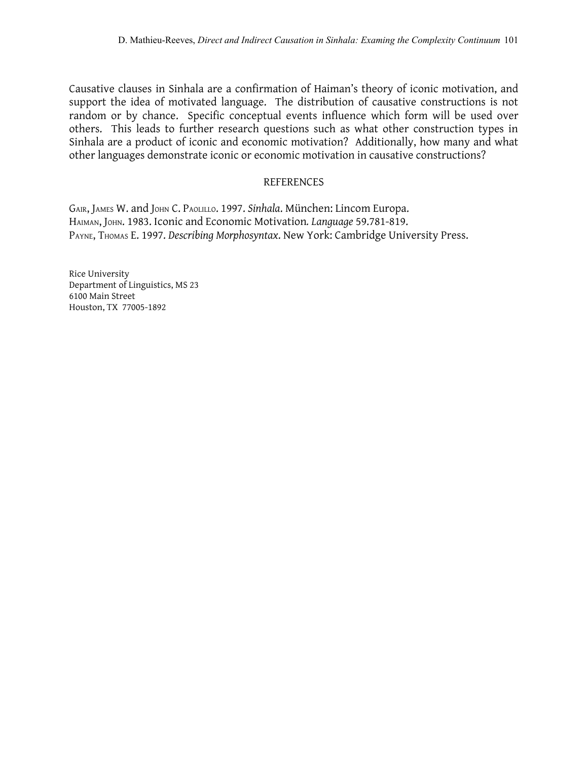Causative clauses in Sinhala are a confirmation of Haiman's theory of iconic motivation, and support the idea of motivated language. The distribution of causative constructions is not random or by chance. Specific conceptual events influence which form will be used over others. This leads to further research questions such as what other construction types in Sinhala are a product of iconic and economic motivation? Additionally, how many and what other languages demonstrate iconic or economic motivation in causative constructions?

## REFERENCES

GAIR, JAMES W. and JOHN C. PAOLILLO. 1997. *Sinhala*. München: Lincom Europa.
HAIMAN, JOHN. 1983. Iconic and Economic Motivation. *Language* 59.781-819.
PAYNE, THOMAS E. 1997. *Describing Morphosyntax*. New York: Cambridge University Press.

Rice University
Department of Linguistics, MS 23
6100 Main Street
Houston, TX 77005-1892